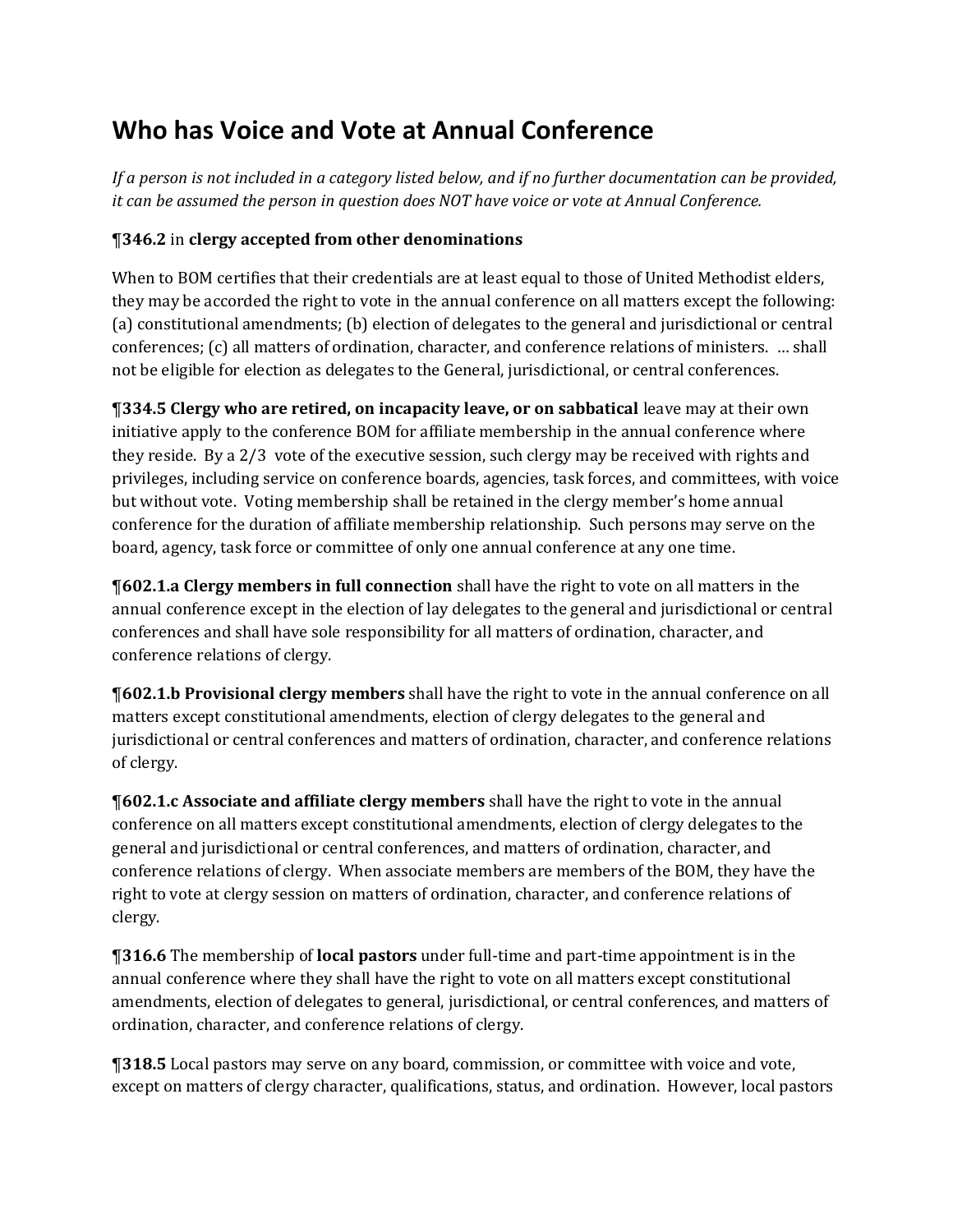# Who has Voice and Vote at Annual Conference

*If a person is not included in a category listed below, and if no further documentation can be provided, it can be assumed the person in question does NOT have voice or vote at Annual Conference.*

**¶346.2** in **clergy accepted from other denominations**

When to BOM certifies that their credentials are at least equal to those of United Methodist elders, they may be accorded the right to vote in the annual conference on all matters except the following: (a) constitutional amendments; (b) election of delegates to the general and jurisdictional or central conferences; (c) all matters of ordination, character, and conference relations of ministers. … shall not be eligible for election as delegates to the General, jurisdictional, or central conferences.

**¶334.5 Clergy who are retired, on incapacity leave, or on sabbatical** leave may at their own initiative apply to the conference BOM for affiliate membership in the annual conference where they reside. By a 2/3 vote of the executive session, such clergy may be received with rights and privileges, including service on conference boards, agencies, task forces, and committees, with voice but without vote. Voting membership shall be retained in the clergy member's home annual conference for the duration of affiliate membership relationship. Such persons may serve on the board, agency, task force or committee of only one annual conference at any one time.

**¶602.1.a Clergy members in full connection** shall have the right to vote on all matters in the annual conference except in the election of lay delegates to the general and jurisdictional or central conferences and shall have sole responsibility for all matters of ordination, character, and conference relations of clergy.

**¶602.1.b Provisional clergy members** shall have the right to vote in the annual conference on all matters except constitutional amendments, election of clergy delegates to the general and jurisdictional or central conferences and matters of ordination, character, and conference relations of clergy.

**¶602.1.c Associate and affiliate clergy members** shall have the right to vote in the annual conference on all matters except constitutional amendments, election of clergy delegates to the general and jurisdictional or central conferences, and matters of ordination, character, and conference relations of clergy. When associate members are members of the BOM, they have the right to vote at clergy session on matters of ordination, character, and conference relations of clergy.

**¶316.6** The membership of **local pastors** under full-time and part-time appointment is in the annual conference where they shall have the right to vote on all matters except constitutional amendments, election of delegates to general, jurisdictional, or central conferences, and matters of ordination, character, and conference relations of clergy.

**¶318.5** Local pastors may serve on any board, commission, or committee with voice and vote, except on matters of clergy character, qualifications, status, and ordination. However, local pastors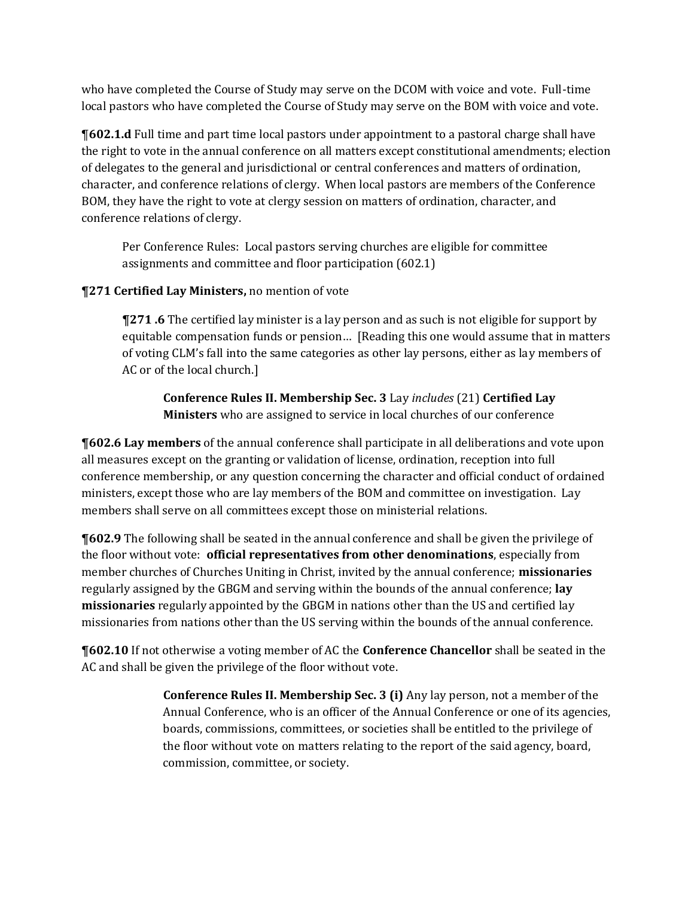who have completed the Course of Study may serve on the DCOM with voice and vote. Full-time local pastors who have completed the Course of Study may serve on the BOM with voice and vote.

**¶602.1.d** Full time and part time local pastors under appointment to a pastoral charge shall have the right to vote in the annual conference on all matters except constitutional amendments; election of delegates to the general and jurisdictional or central conferences and matters of ordination, character, and conference relations of clergy. When local pastors are members of the Conference BOM, they have the right to vote at clergy session on matters of ordination, character, and conference relations of clergy.

> Per Conference Rules: Local pastors serving churches are eligible for committee assignments and committee and floor participation (602.1)

**¶271 Certified Lay Ministers,** no mention of vote

> **¶271 .6** The certified lay minister is a lay person and as such is not eligible for support by equitable compensation funds or pension… [Reading this one would assume that in matters of voting CLM's fall into the same categories as other lay persons, either as lay members of AC or of the local church.]
>
> > **Conference Rules II. Membership Sec. 3** Lay *includes* (21) **Certified Lay Ministers** who are assigned to service in local churches of our conference

**¶602.6 Lay members** of the annual conference shall participate in all deliberations and vote upon all measures except on the granting or validation of license, ordination, reception into full conference membership, or any question concerning the character and official conduct of ordained ministers, except those who are lay members of the BOM and committee on investigation. Lay members shall serve on all committees except those on ministerial relations.

**¶602.9** The following shall be seated in the annual conference and shall be given the privilege of the floor without vote: **official representatives from other denominations**, especially from member churches of Churches Uniting in Christ, invited by the annual conference; **missionaries** regularly assigned by the GBGM and serving within the bounds of the annual conference; **lay missionaries** regularly appointed by the GBGM in nations other than the US and certified lay missionaries from nations other than the US serving within the bounds of the annual conference.

**¶602.10** If not otherwise a voting member of AC the **Conference Chancellor** shall be seated in the AC and shall be given the privilege of the floor without vote.

> **Conference Rules II. Membership Sec. 3 (i)** Any lay person, not a member of the Annual Conference, who is an officer of the Annual Conference or one of its agencies, boards, commissions, committees, or societies shall be entitled to the privilege of the floor without vote on matters relating to the report of the said agency, board, commission, committee, or society.